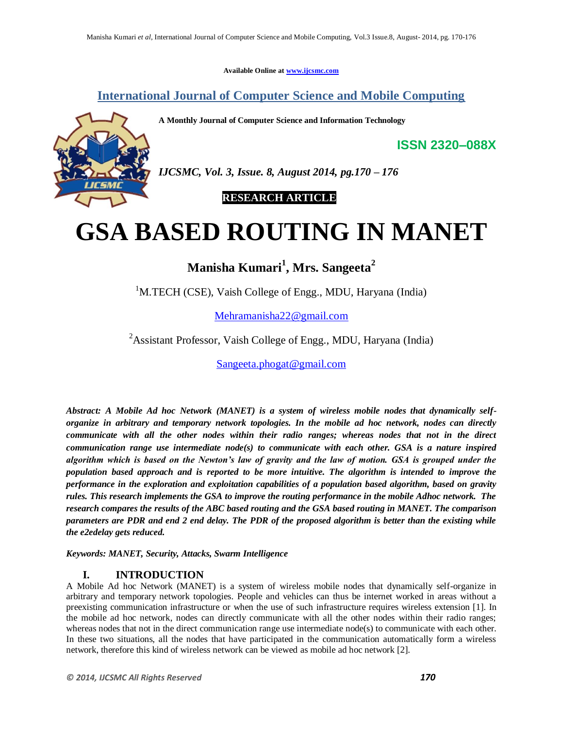Available Online at www.ijcsmc.com

**International Journal of Computer Science and Mobile Computing**

**A Monthly Journal of Computer Science and Information Technology**

**ISSN 2320–088X**

*IJCSMC, Vol. 3, Issue. 8, August 2014, pg.170 – 176*

**RESEARCH ARTICLE**

# GSA BASED ROUTING IN MANET

**Manisha Kumari[1], Mrs. Sangeeta[2]**

[1]M.TECH (CSE), Vaish College of Engg., MDU, Haryana (India)

Mehramanisha22@gmail.com

[2]Assistant Professor, Vaish College of Engg., MDU, Haryana (India)

Sangeeta.phogat@gmail.com

***Abstract: A Mobile Ad hoc Network (MANET) is a system of wireless mobile nodes that dynamically self-organize in arbitrary and temporary network topologies. In the mobile ad hoc network, nodes can directly communicate with all the other nodes within their radio ranges; whereas nodes that not in the direct communication range use intermediate node(s) to communicate with each other. GSA is a nature inspired algorithm which is based on the Newton's law of gravity and the law of motion. GSA is grouped under the population based approach and is reported to be more intuitive. The algorithm is intended to improve the performance in the exploration and exploitation capabilities of a population based algorithm, based on gravity rules. This research implements the GSA to improve the routing performance in the mobile Adhoc network. The research compares the results of the ABC based routing and the GSA based routing in MANET. The comparison parameters are PDR and end 2 end delay. The PDR of the proposed algorithm is better than the existing while the e2edelay gets reduced.***

***Keywords: MANET, Security, Attacks, Swarm Intelligence***

## I. INTRODUCTION

A Mobile Ad hoc Network (MANET) is a system of wireless mobile nodes that dynamically self-organize in arbitrary and temporary network topologies. People and vehicles can thus be internet worked in areas without a preexisting communication infrastructure or when the use of such infrastructure requires wireless extension [1]. In the mobile ad hoc network, nodes can directly communicate with all the other nodes within their radio ranges; whereas nodes that not in the direct communication range use intermediate node(s) to communicate with each other. In these two situations, all the nodes that have participated in the communication automatically form a wireless network, therefore this kind of wireless network can be viewed as mobile ad hoc network [2].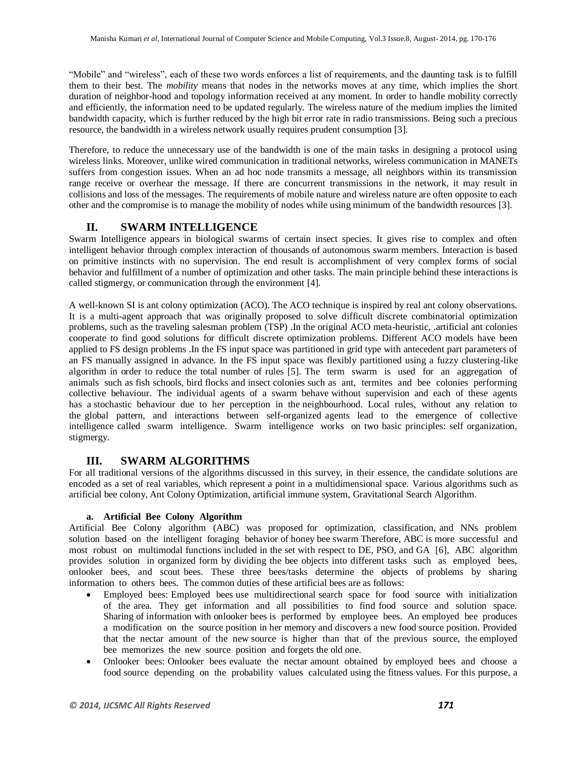"Mobile" and "wireless", each of these two words enforces a list of requirements, and the daunting task is to fulfill them to their best. The *mobility* means that nodes in the networks moves at any time, which implies the short duration of neighbor-hood and topology information received at any moment. In order to handle mobility correctly and efficiently, the information need to be updated regularly. The wireless nature of the medium implies the limited bandwidth capacity, which is further reduced by the high bit error rate in radio transmissions. Being such a precious resource, the bandwidth in a wireless network usually requires prudent consumption [3].

Therefore, to reduce the unnecessary use of the bandwidth is one of the main tasks in designing a protocol using wireless links. Moreover, unlike wired communication in traditional networks, wireless communication in MANETs suffers from congestion issues. When an ad hoc node transmits a message, all neighbors within its transmission range receive or overhear the message. If there are concurrent transmissions in the network, it may result in collisions and loss of the messages. The requirements of mobile nature and wireless nature are often opposite to each other and the compromise is to manage the mobility of nodes while using minimum of the bandwidth resources [3].

## II. SWARM INTELLIGENCE

Swarm Intelligence appears in biological swarms of certain insect species. It gives rise to complex and often intelligent behavior through complex interaction of thousands of autonomous swarm members. Interaction is based on primitive instincts with no supervision. The end result is accomplishment of very complex forms of social behavior and fulfillment of a number of optimization and other tasks. The main principle behind these interactions is called stigmergy, or communication through the environment [4].

A well-known SI is ant colony optimization (ACO). The ACO technique is inspired by real ant colony observations. It is a multi-agent approach that was originally proposed to solve difficult discrete combinatorial optimization problems, such as the traveling salesman problem (TSP) .In the original ACO meta-heuristic, .artificial ant colonies cooperate to find good solutions for difficult discrete optimization problems. Different ACO models have been applied to FS design problems .In the FS input space was partitioned in grid type with antecedent part parameters of an FS manually assigned in advance. In the FS input space was flexibly partitioned using a fuzzy clustering-like algorithm in order to reduce the total number of rules [5]. The term swarm is used for an aggregation of animals such as fish schools, bird flocks and insect colonies such as ant, termites and bee colonies performing collective behaviour. The individual agents of a swarm behave without supervision and each of these agents has a stochastic behaviour due to her perception in the neighbourhood. Local rules, without any relation to the global pattern, and interactions between self-organized agents lead to the emergence of collective intelligence called swarm intelligence. Swarm intelligence works on two basic principles: self organization, stigmergy.

## III. SWARM ALGORITHMS

For all traditional versions of the algorithms discussed in this survey, in their essence, the candidate solutions are encoded as a set of real variables, which represent a point in a multidimensional space. Various algorithms such as artificial bee colony, Ant Colony Optimization, artificial immune system, Gravitational Search Algorithm.

### a. Artificial Bee Colony Algorithm

Artificial Bee Colony algorithm (ABC) was proposed for optimization, classification, and NNs problem solution based on the intelligent foraging behavior of honey bee swarm Therefore, ABC is more successful and most robust on multimodal functions included in the set with respect to DE, PSO, and GA [6], ABC algorithm provides solution in organized form by dividing the bee objects into different tasks such as employed bees, onlooker bees, and scout bees. These three bees/tasks determine the objects of problems by sharing information to others bees. The common duties of these artificial bees are as follows:

- Employed bees: Employed bees use multidirectional search space for food source with initialization of the area. They get information and all possibilities to find food source and solution space. Sharing of information with onlooker bees is performed by employee bees. An employed bee produces a modification on the source position in her memory and discovers a new food source position. Provided that the nectar amount of the new source is higher than that of the previous source, the employed bee memorizes the new source position and forgets the old one.
- Onlooker bees: Onlooker bees evaluate the nectar amount obtained by employed bees and choose a food source depending on the probability values calculated using the fitness values. For this purpose, a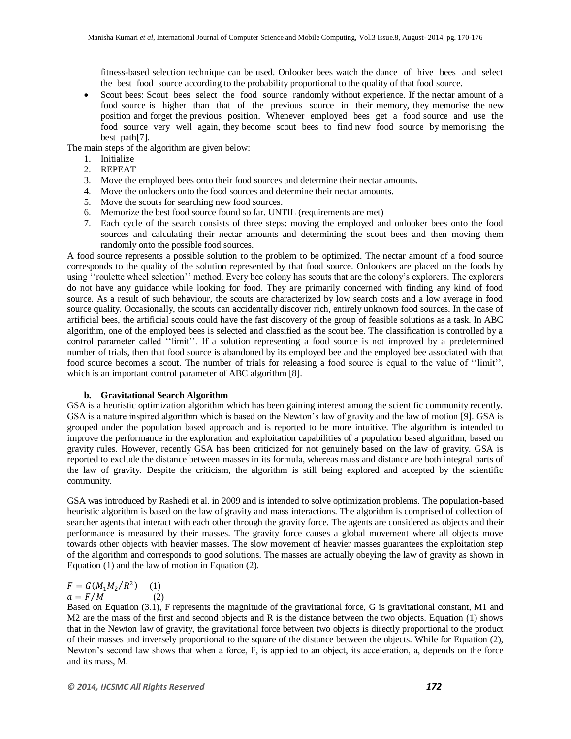fitness-based selection technique can be used. Onlooker bees watch the dance of hive bees and select the best food source according to the probability proportional to the quality of that food source.

- Scout bees: Scout bees select the food source randomly without experience. If the nectar amount of a food source is higher than that of the previous source in their memory, they memorise the new position and forget the previous position. Whenever employed bees get a food source and use the food source very well again, they become scout bees to find new food source by memorising the best path[7].

The main steps of the algorithm are given below:

1. Initialize
2. REPEAT
3. Move the employed bees onto their food sources and determine their nectar amounts.
4. Move the onlookers onto the food sources and determine their nectar amounts.
5. Move the scouts for searching new food sources.
6. Memorize the best food source found so far. UNTIL (requirements are met)
7. Each cycle of the search consists of three steps: moving the employed and onlooker bees onto the food sources and calculating their nectar amounts and determining the scout bees and then moving them randomly onto the possible food sources.

A food source represents a possible solution to the problem to be optimized. The nectar amount of a food source corresponds to the quality of the solution represented by that food source. Onlookers are placed on the foods by using ''roulette wheel selection'' method. Every bee colony has scouts that are the colony's explorers. The explorers do not have any guidance while looking for food. They are primarily concerned with finding any kind of food source. As a result of such behaviour, the scouts are characterized by low search costs and a low average in food source quality. Occasionally, the scouts can accidentally discover rich, entirely unknown food sources. In the case of artificial bees, the artificial scouts could have the fast discovery of the group of feasible solutions as a task. In ABC algorithm, one of the employed bees is selected and classified as the scout bee. The classification is controlled by a control parameter called ''limit''. If a solution representing a food source is not improved by a predetermined number of trials, then that food source is abandoned by its employed bee and the employed bee associated with that food source becomes a scout. The number of trials for releasing a food source is equal to the value of ''limit'', which is an important control parameter of ABC algorithm [8].

### b. Gravitational Search Algorithm

GSA is a heuristic optimization algorithm which has been gaining interest among the scientific community recently. GSA is a nature inspired algorithm which is based on the Newton's law of gravity and the law of motion [9]. GSA is grouped under the population based approach and is reported to be more intuitive. The algorithm is intended to improve the performance in the exploration and exploitation capabilities of a population based algorithm, based on gravity rules. However, recently GSA has been criticized for not genuinely based on the law of gravity. GSA is reported to exclude the distance between masses in its formula, whereas mass and distance are both integral parts of the law of gravity. Despite the criticism, the algorithm is still being explored and accepted by the scientific community.

GSA was introduced by Rashedi et al. in 2009 and is intended to solve optimization problems. The population-based heuristic algorithm is based on the law of gravity and mass interactions. The algorithm is comprised of collection of searcher agents that interact with each other through the gravity force. The agents are considered as objects and their performance is measured by their masses. The gravity force causes a global movement where all objects move towards other objects with heavier masses. The slow movement of heavier masses guarantees the exploitation step of the algorithm and corresponds to good solutions. The masses are actually obeying the law of gravity as shown in Equation (1) and the law of motion in Equation (2).

$$F = G(M_1 M_2 / R^2) \quad (1)$$

$$a = F/M \quad (2)$$

Based on Equation (3.1), F represents the magnitude of the gravitational force, G is gravitational constant, M1 and M2 are the mass of the first and second objects and R is the distance between the two objects. Equation (1) shows that in the Newton law of gravity, the gravitational force between two objects is directly proportional to the product of their masses and inversely proportional to the square of the distance between the objects. While for Equation (2), Newton's second law shows that when a force, F, is applied to an object, its acceleration, a, depends on the force and its mass, M.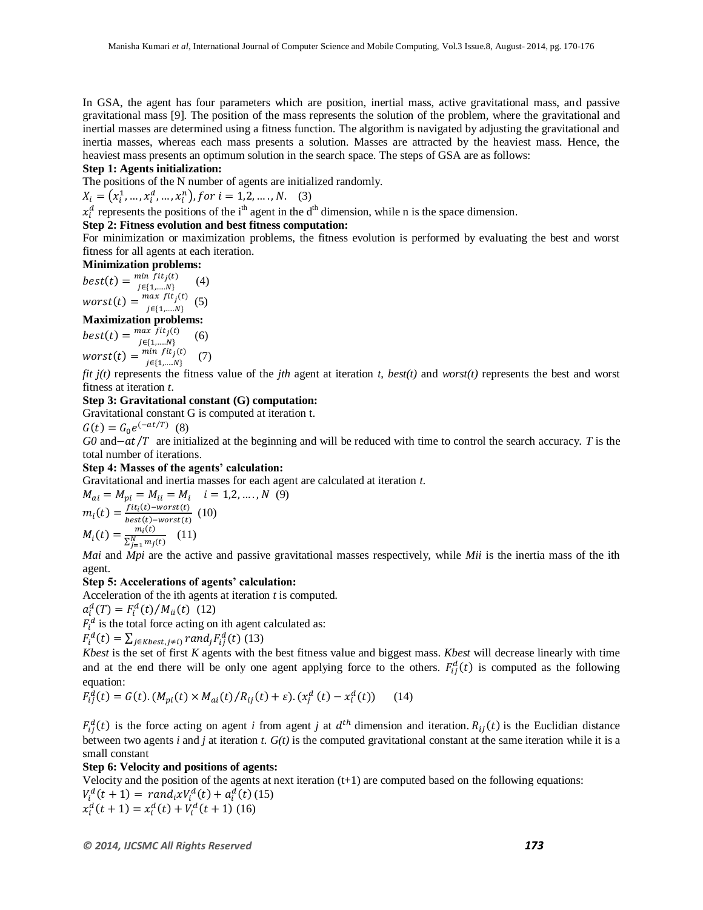In GSA, the agent has four parameters which are position, inertial mass, active gravitational mass, and passive gravitational mass [9]. The position of the mass represents the solution of the problem, where the gravitational and inertial masses are determined using a fitness function. The algorithm is navigated by adjusting the gravitational and inertia masses, whereas each mass presents a solution. Masses are attracted by the heaviest mass. Hence, the heaviest mass presents an optimum solution in the search space. The steps of GSA are as follows:

**Step 1: Agents initialization:**

The positions of the N number of agents are initialized randomly.

$$X_i = \left(x_i^1, \ldots, x_i^d, \ldots, x_i^n\right), for\ i = 1,2, \ldots, N. \quad (3)$$

$x_i^d$ represents the positions of the i[th] agent in the d[th] dimension, while n is the space dimension.

**Step 2: Fitness evolution and best fitness computation:**

For minimization or maximization problems, the fitness evolution is performed by evaluating the best and worst fitness for all agents at each iteration.

**Minimization problems:**

$$best(t) = \min_{j \in \{1,\ldots,N\}} fit_j(t) \quad (4)$$

$$worst(t) = \max_{j \in \{1,\ldots,N\}} fit_j(t) \quad (5)$$

**Maximization problems:**

$$best(t) = \max_{j \in \{1,\ldots,N\}} fit_j(t) \quad (6)$$

$$worst(t) = \min_{j \in \{1,\ldots,N\}} fit_j(t) \quad (7)$$

*fit j(t)* represents the fitness value of the *jth* agent at iteration *t, best(t)* and *worst(t)* represents the best and worst fitness at iteration *t*.

**Step 3: Gravitational constant (G) computation:**

Gravitational constant G is computed at iteration t.

$$G(t) = G_0 e^{(-\alpha t/T)} \quad (8)$$

*G0* and $-\alpha t/T$ are initialized at the beginning and will be reduced with time to control the search accuracy. *T* is the total number of iterations.

**Step 4: Masses of the agents' calculation:**

Gravitational and inertia masses for each agent are calculated at iteration *t*.

$$M_{ai} = M_{pi} = M_{ii} = M_i \quad i = 1,2, \ldots, N \quad (9)$$

$$m_i(t) = \frac{fit_i(t) - worst(t)}{best(t) - worst(t)} \quad (10)$$

$$M_i(t) = \frac{m_i(t)}{\sum_{j=1}^{N} m_j(t)} \quad (11)$$

*Mai* and *Mpi* are the active and passive gravitational masses respectively, while *Mii* is the inertia mass of the ith agent.

**Step 5: Accelerations of agents' calculation:**

Acceleration of the ith agents at iteration *t* is computed.

$$a_i^d(T) = F_i^d(t)/M_{ii}(t) \quad (12)$$

$F_i^d$ is the total force acting on ith agent calculated as:

$$F_i^d(t) = \sum_{j \in Kbest, j \neq i} rand_j F_{ij}^d(t) \quad (13)$$

*Kbest* is the set of first *K* agents with the best fitness value and biggest mass. *Kbest* will decrease linearly with time and at the end there will be only one agent applying force to the others. $F_{ij}^d(t)$ is computed as the following equation:

$$F_{ij}^d(t) = G(t).\left(M_{pi}(t) \times M_{ai}(t)/R_{ij}(t) + \varepsilon\right).\left(x_j^d(t) - x_i^d(t)\right) \quad (14)$$

$F_{ij}^d(t)$ is the force acting on agent *i* from agent *j* at $d^{th}$ dimension and iteration. $R_{ij}(t)$ is the Euclidian distance between two agents *i* and *j* at iteration *t*. *G(t)* is the computed gravitational constant at the same iteration while it is a small constant

**Step 6: Velocity and positions of agents:**

Velocity and the position of the agents at next iteration (t+1) are computed based on the following equations:

$$V_i^d(t+1) = rand_i x V_i^d(t) + a_i^d(t) \quad (15)$$

$$x_i^d(t+1) = x_i^d(t) + V_i^d(t+1) \quad (16)$$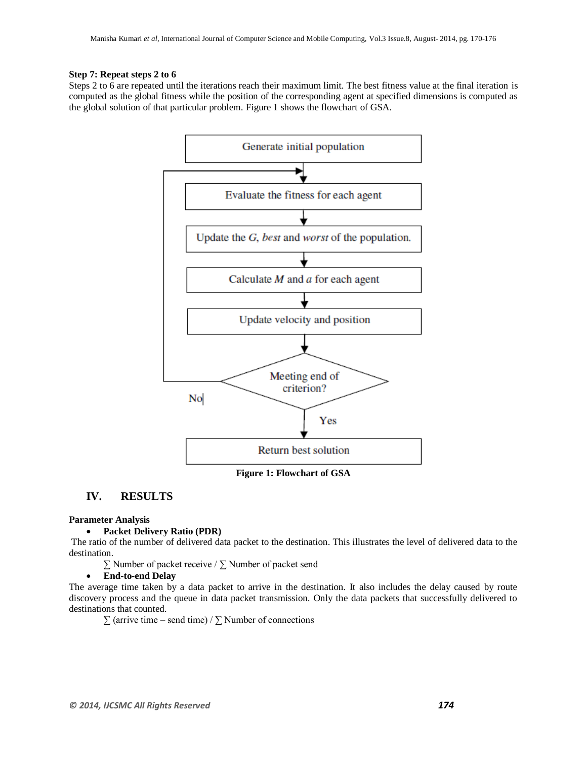**Step 7: Repeat steps 2 to 6**

Steps 2 to 6 are repeated until the iterations reach their maximum limit. The best fitness value at the final iteration is computed as the global fitness while the position of the corresponding agent at specified dimensions is computed as the global solution of that particular problem. Figure 1 shows the flowchart of GSA.

Generate initial population

Evaluate the fitness for each agent

Update the *G*, *best* and *worst* of the population.

Calculate *M* and *a* for each agent

Update velocity and position

Meeting end of criterion?

No

Yes

Return best solution

**Figure 1: Flowchart of GSA**

## IV. RESULTS

**Parameter Analysis**

- **Packet Delivery Ratio (PDR)**

The ratio of the number of delivered data packet to the destination. This illustrates the level of delivered data to the destination.

∑ Number of packet receive / ∑ Number of packet send

- **End-to-end Delay**

The average time taken by a data packet to arrive in the destination. It also includes the delay caused by route discovery process and the queue in data packet transmission. Only the data packets that successfully delivered to destinations that counted.

∑ (arrive time – send time) / ∑ Number of connections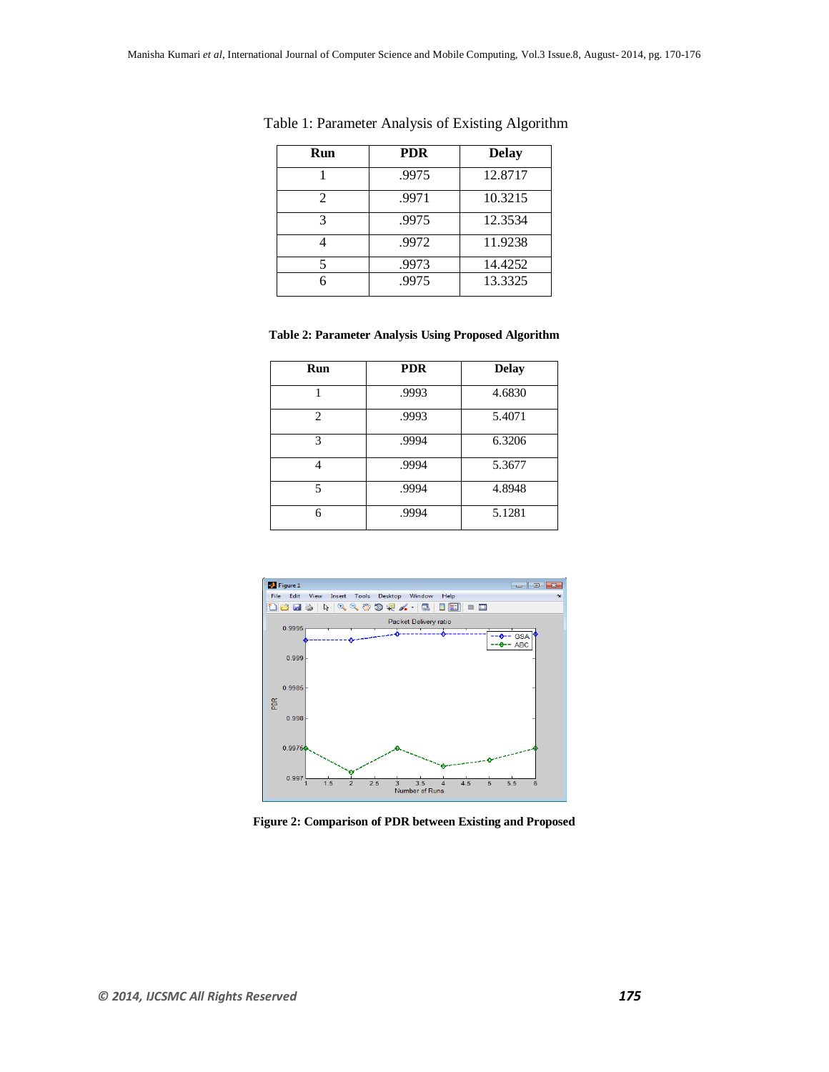Table 1: Parameter Analysis of Existing Algorithm

| Run | PDR | Delay |
|---|---|---|
| 1 | .9975 | 12.8717 |
| 2 | .9971 | 10.3215 |
| 3 | .9975 | 12.3534 |
| 4 | .9972 | 11.9238 |
| 5 | .9973 | 14.4252 |
| 6 | .9975 | 13.3325 |

**Table 2: Parameter Analysis Using Proposed Algorithm**

| Run | PDR | Delay |
|---|---|---|
| 1 | .9993 | 4.6830 |
| 2 | .9993 | 5.4071 |
| 3 | .9994 | 6.3206 |
| 4 | .9994 | 5.3677 |
| 5 | .9994 | 4.8948 |
| 6 | .9994 | 5.1281 |

**Figure 2: Comparison of PDR between Existing and Proposed**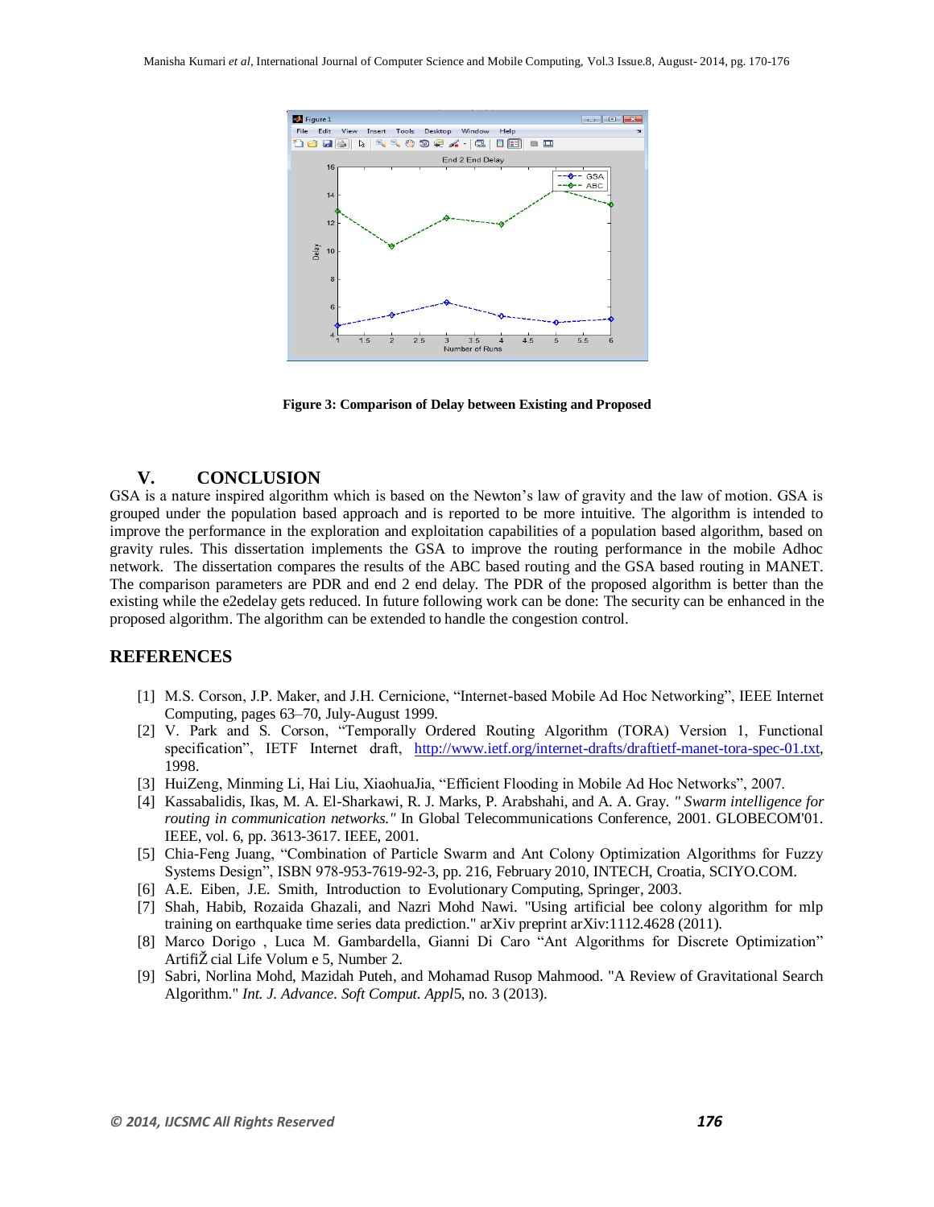Figure 1

File Edit View Insert Tools Desktop Window Help

End 2 End Delay

16

14

12

10

8

6

4

Delay

1 1.5 2 2.5 3 3.5 4 4.5 5 5.5 6

Number of Runs

GSA

ABC

**Figure 3: Comparison of Delay between Existing and Proposed**

## V. CONCLUSION

GSA is a nature inspired algorithm which is based on the Newton's law of gravity and the law of motion. GSA is grouped under the population based approach and is reported to be more intuitive. The algorithm is intended to improve the performance in the exploration and exploitation capabilities of a population based algorithm, based on gravity rules. This dissertation implements the GSA to improve the routing performance in the mobile Adhoc network. The dissertation compares the results of the ABC based routing and the GSA based routing in MANET. The comparison parameters are PDR and end 2 end delay. The PDR of the proposed algorithm is better than the existing while the e2edelay gets reduced. In future following work can be done: The security can be enhanced in the proposed algorithm. The algorithm can be extended to handle the congestion control.

## REFERENCES

[1] M.S. Corson, J.P. Maker, and J.H. Cernicione, "Internet-based Mobile Ad Hoc Networking", IEEE Internet Computing, pages 63–70, July-August 1999.

[2] V. Park and S. Corson, "Temporally Ordered Routing Algorithm (TORA) Version 1, Functional specification", IETF Internet draft, http://www.ietf.org/internet-drafts/draftietf-manet-tora-spec-01.txt, 1998.

[3] HuiZeng, Minming Li, Hai Liu, XiaohuaJia, "Efficient Flooding in Mobile Ad Hoc Networks", 2007.

[4] Kassabalidis, Ikas, M. A. El-Sharkawi, R. J. Marks, P. Arabshahi, and A. A. Gray. *" Swarm intelligence for routing in communication networks."* In Global Telecommunications Conference, 2001. GLOBECOM'01. IEEE, vol. 6, pp. 3613-3617. IEEE, 2001.

[5] Chia-Feng Juang, "Combination of Particle Swarm and Ant Colony Optimization Algorithms for Fuzzy Systems Design", ISBN 978-953-7619-92-3, pp. 216, February 2010, INTECH, Croatia, SCIYO.COM.

[6] A.E. Eiben, J.E. Smith, Introduction to Evolutionary Computing, Springer, 2003.

[7] Shah, Habib, Rozaida Ghazali, and Nazri Mohd Nawi. "Using artificial bee colony algorithm for mlp training on earthquake time series data prediction." arXiv preprint arXiv:1112.4628 (2011).

[8] Marco Dorigo , Luca M. Gambardella, Gianni Di Caro "Ant Algorithms for Discrete Optimization" ArtifiŽ cial Life Volum e 5, Number 2.

[9] Sabri, Norlina Mohd, Mazidah Puteh, and Mohamad Rusop Mahmood. "A Review of Gravitational Search Algorithm." *Int. J. Advance. Soft Comput. Appl*5, no. 3 (2013).